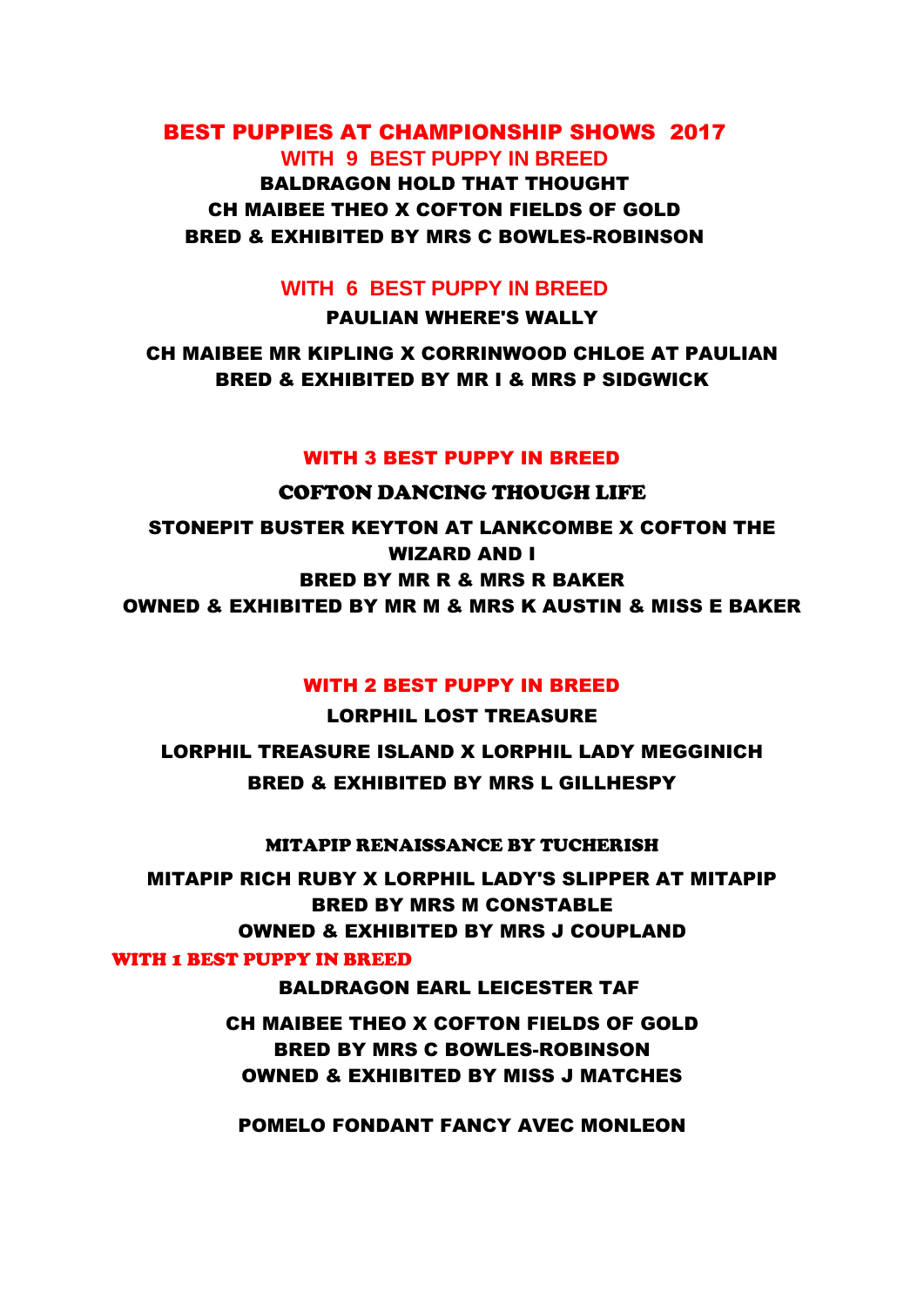# BEST PUPPIES AT CHAMPIONSHIP SHOWS 2017

## WITH 9 BEST PUPPY IN BREED

**BALDRAGON HOLD THAT THOUGHT**

**CH MAIBEE THEO X COFTON FIELDS OF GOLD**

**BRED & EXHIBITED BY MRS C BOWLES-ROBINSON**

## WITH 6 BEST PUPPY IN BREED

**PAULIAN WHERE'S WALLY**

**CH MAIBEE MR KIPLING X CORRINWOOD CHLOE AT PAULIAN**

**BRED & EXHIBITED BY MR I & MRS P SIDGWICK**

## WITH 3 BEST PUPPY IN BREED

**COFTON DANCING THOUGH LIFE**

**STONEPIT BUSTER KEYTON AT LANKCOMBE X COFTON THE WIZARD AND I**

**BRED BY MR R & MRS R BAKER**

**OWNED & EXHIBITED BY MR M & MRS K AUSTIN & MISS E BAKER**

## WITH 2 BEST PUPPY IN BREED

**LORPHIL LOST TREASURE**

**LORPHIL TREASURE ISLAND X LORPHIL LADY MEGGINICH**

**BRED & EXHIBITED BY MRS L GILLHESPY**

**MITAPIP RENAISSANCE BY TUCHERISH**

**MITAPIP RICH RUBY X LORPHIL LADY'S SLIPPER AT MITAPIP**

**BRED BY MRS M CONSTABLE**

**OWNED & EXHIBITED BY MRS J COUPLAND**

## WITH 1 BEST PUPPY IN BREED

**BALDRAGON EARL LEICESTER TAF**

**CH MAIBEE THEO X COFTON FIELDS OF GOLD**

**BRED BY MRS C BOWLES-ROBINSON**

**OWNED & EXHIBITED BY MISS J MATCHES**

**POMELO FONDANT FANCY AVEC MONLEON**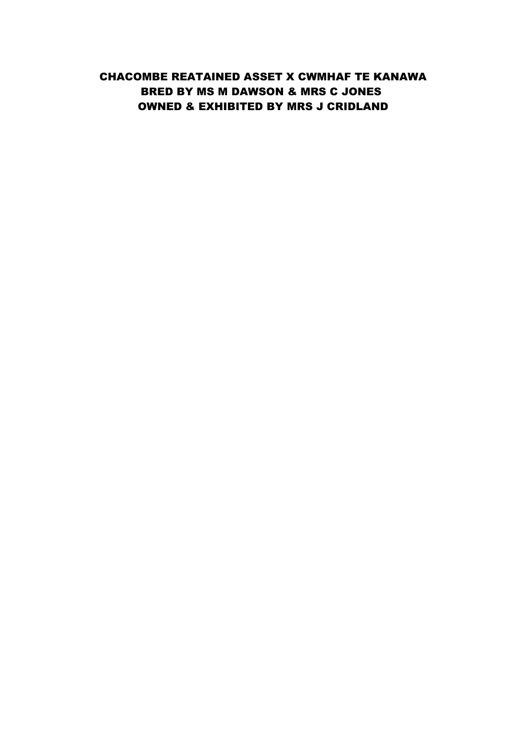**CHACOMBE REATAINED ASSET X CWMHAF TE KANAWA**
**BRED BY MS M DAWSON & MRS C JONES**
**OWNED & EXHIBITED BY MRS J CRIDLAND**